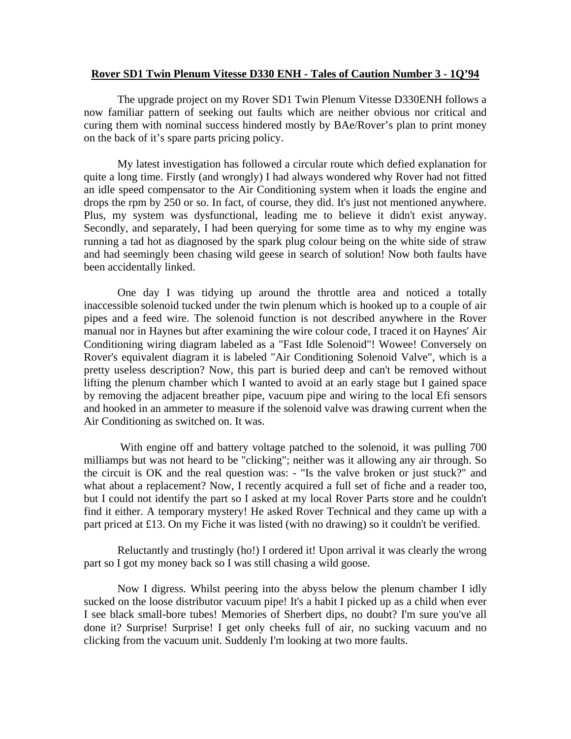**Rover SD1 Twin Plenum Vitesse D330 ENH - Tales of Caution Number 3 - 1Q'94**

The upgrade project on my Rover SD1 Twin Plenum Vitesse D330ENH follows a now familiar pattern of seeking out faults which are neither obvious nor critical and curing them with nominal success hindered mostly by BAe/Rover's plan to print money on the back of it's spare parts pricing policy.

My latest investigation has followed a circular route which defied explanation for quite a long time. Firstly (and wrongly) I had always wondered why Rover had not fitted an idle speed compensator to the Air Conditioning system when it loads the engine and drops the rpm by 250 or so. In fact, of course, they did. It's just not mentioned anywhere. Plus, my system was dysfunctional, leading me to believe it didn't exist anyway. Secondly, and separately, I had been querying for some time as to why my engine was running a tad hot as diagnosed by the spark plug colour being on the white side of straw and had seemingly been chasing wild geese in search of solution! Now both faults have been accidentally linked.

One day I was tidying up around the throttle area and noticed a totally inaccessible solenoid tucked under the twin plenum which is hooked up to a couple of air pipes and a feed wire. The solenoid function is not described anywhere in the Rover manual nor in Haynes but after examining the wire colour code, I traced it on Haynes' Air Conditioning wiring diagram labeled as a "Fast Idle Solenoid"! Wowee! Conversely on Rover's equivalent diagram it is labeled "Air Conditioning Solenoid Valve", which is a pretty useless description? Now, this part is buried deep and can't be removed without lifting the plenum chamber which I wanted to avoid at an early stage but I gained space by removing the adjacent breather pipe, vacuum pipe and wiring to the local Efi sensors and hooked in an ammeter to measure if the solenoid valve was drawing current when the Air Conditioning as switched on. It was.

With engine off and battery voltage patched to the solenoid, it was pulling 700 milliamps but was not heard to be "clicking"; neither was it allowing any air through. So the circuit is OK and the real question was: - "Is the valve broken or just stuck?" and what about a replacement? Now, I recently acquired a full set of fiche and a reader too, but I could not identify the part so I asked at my local Rover Parts store and he couldn't find it either. A temporary mystery! He asked Rover Technical and they came up with a part priced at £13. On my Fiche it was listed (with no drawing) so it couldn't be verified.

Reluctantly and trustingly (ho!) I ordered it! Upon arrival it was clearly the wrong part so I got my money back so I was still chasing a wild goose.

Now I digress. Whilst peering into the abyss below the plenum chamber I idly sucked on the loose distributor vacuum pipe! It's a habit I picked up as a child when ever I see black small-bore tubes! Memories of Sherbert dips, no doubt? I'm sure you've all done it? Surprise! Surprise! I get only cheeks full of air, no sucking vacuum and no clicking from the vacuum unit. Suddenly I'm looking at two more faults.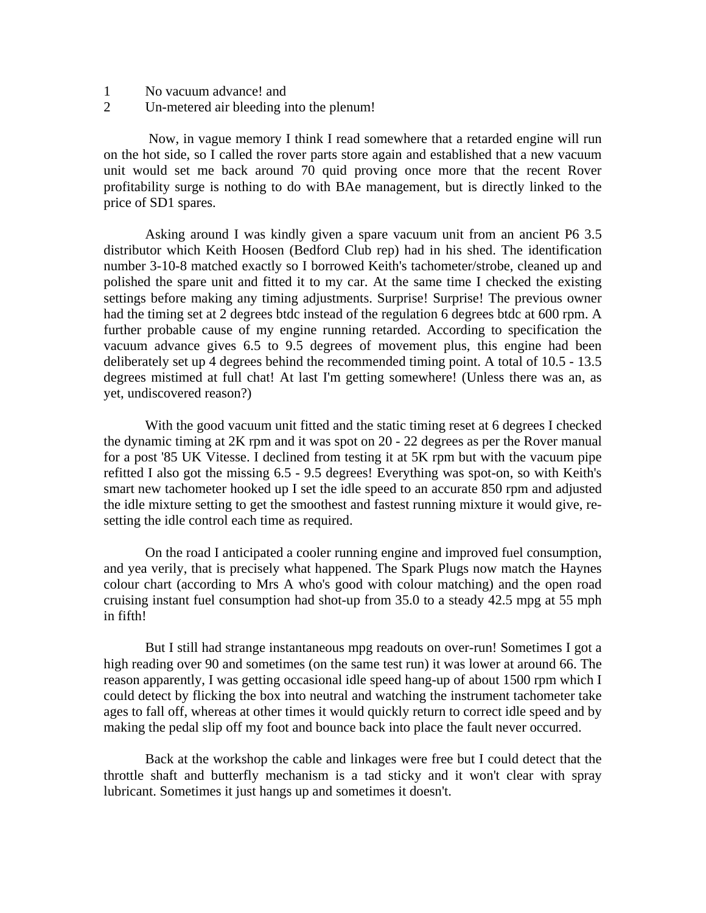1. No vacuum advance! and
2. Un-metered air bleeding into the plenum!

Now, in vague memory I think I read somewhere that a retarded engine will run on the hot side, so I called the rover parts store again and established that a new vacuum unit would set me back around 70 quid proving once more that the recent Rover profitability surge is nothing to do with BAe management, but is directly linked to the price of SD1 spares.

Asking around I was kindly given a spare vacuum unit from an ancient P6 3.5 distributor which Keith Hoosen (Bedford Club rep) had in his shed. The identification number 3-10-8 matched exactly so I borrowed Keith's tachometer/strobe, cleaned up and polished the spare unit and fitted it to my car. At the same time I checked the existing settings before making any timing adjustments. Surprise! Surprise! The previous owner had the timing set at 2 degrees btdc instead of the regulation 6 degrees btdc at 600 rpm. A further probable cause of my engine running retarded. According to specification the vacuum advance gives 6.5 to 9.5 degrees of movement plus, this engine had been deliberately set up 4 degrees behind the recommended timing point. A total of 10.5 - 13.5 degrees mistimed at full chat! At last I'm getting somewhere! (Unless there was an, as yet, undiscovered reason?)

With the good vacuum unit fitted and the static timing reset at 6 degrees I checked the dynamic timing at 2K rpm and it was spot on 20 - 22 degrees as per the Rover manual for a post '85 UK Vitesse. I declined from testing it at 5K rpm but with the vacuum pipe refitted I also got the missing 6.5 - 9.5 degrees! Everything was spot-on, so with Keith's smart new tachometer hooked up I set the idle speed to an accurate 850 rpm and adjusted the idle mixture setting to get the smoothest and fastest running mixture it would give, re-setting the idle control each time as required.

On the road I anticipated a cooler running engine and improved fuel consumption, and yea verily, that is precisely what happened. The Spark Plugs now match the Haynes colour chart (according to Mrs A who's good with colour matching) and the open road cruising instant fuel consumption had shot-up from 35.0 to a steady 42.5 mpg at 55 mph in fifth!

But I still had strange instantaneous mpg readouts on over-run! Sometimes I got a high reading over 90 and sometimes (on the same test run) it was lower at around 66. The reason apparently, I was getting occasional idle speed hang-up of about 1500 rpm which I could detect by flicking the box into neutral and watching the instrument tachometer take ages to fall off, whereas at other times it would quickly return to correct idle speed and by making the pedal slip off my foot and bounce back into place the fault never occurred.

Back at the workshop the cable and linkages were free but I could detect that the throttle shaft and butterfly mechanism is a tad sticky and it won't clear with spray lubricant. Sometimes it just hangs up and sometimes it doesn't.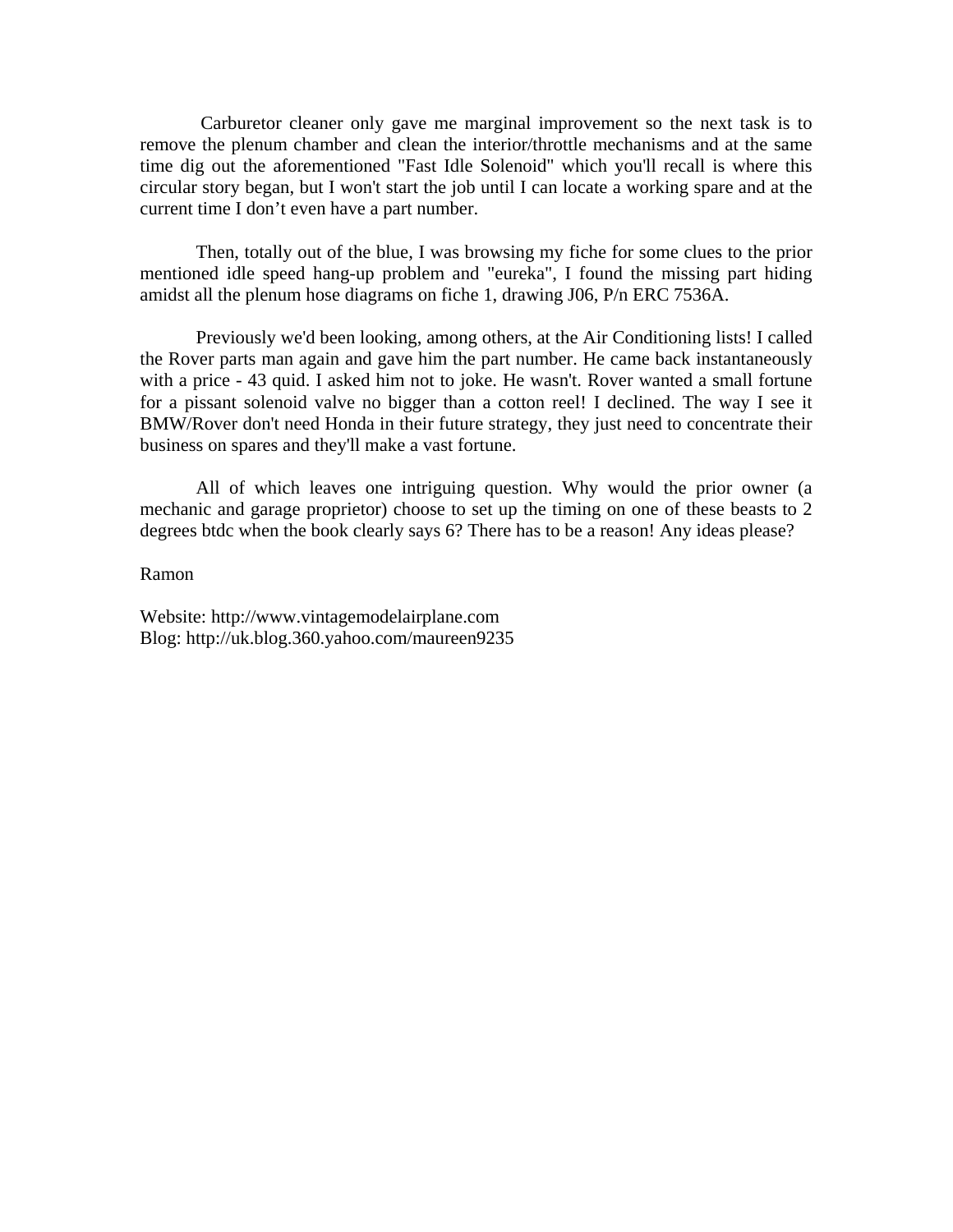Carburetor cleaner only gave me marginal improvement so the next task is to remove the plenum chamber and clean the interior/throttle mechanisms and at the same time dig out the aforementioned "Fast Idle Solenoid" which you'll recall is where this circular story began, but I won't start the job until I can locate a working spare and at the current time I don't even have a part number.

Then, totally out of the blue, I was browsing my fiche for some clues to the prior mentioned idle speed hang-up problem and "eureka", I found the missing part hiding amidst all the plenum hose diagrams on fiche 1, drawing J06, P/n ERC 7536A.

Previously we'd been looking, among others, at the Air Conditioning lists! I called the Rover parts man again and gave him the part number. He came back instantaneously with a price - 43 quid. I asked him not to joke. He wasn't. Rover wanted a small fortune for a pissant solenoid valve no bigger than a cotton reel! I declined. The way I see it BMW/Rover don't need Honda in their future strategy, they just need to concentrate their business on spares and they'll make a vast fortune.

All of which leaves one intriguing question. Why would the prior owner (a mechanic and garage proprietor) choose to set up the timing on one of these beasts to 2 degrees btdc when the book clearly says 6? There has to be a reason! Any ideas please?

Ramon

Website: http://www.vintagemodelairplane.com
Blog: http://uk.blog.360.yahoo.com/maureen9235